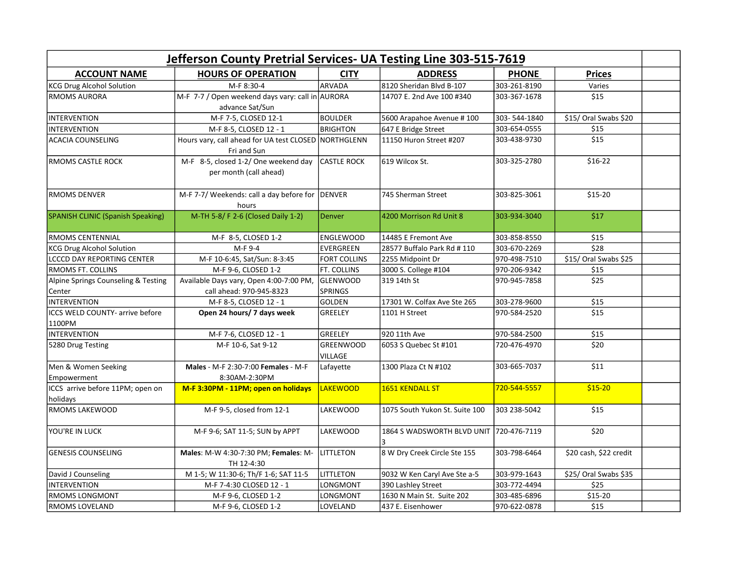# Jefferson County Pretrial Services- UA Testing Line 303-515-7619

| ACCOUNT NAME | HOURS OF OPERATION | CITY | ADDRESS | PHONE | Prices | |
|---|---|---|---|---|---|---|
| KCG Drug Alcohol Solution | M-F 8:30-4 | ARVADA | 8120 Sheridan Blvd B-107 | 303-261-8190 | Varies | |
| RMOMS AURORA | M-F 7-7 / Open weekend days vary: call in advance Sat/Sun | AURORA | 14707 E. 2nd Ave 100 #340 | 303-367-1678 | $15 | |
| INTERVENTION | M-F 7-5, CLOSED 12-1 | BOULDER | 5600 Arapahoe Avenue # 100 | 303- 544-1840 | $15/ Oral Swabs $20 | |
| INTERVENTION | M-F 8-5, CLOSED 12 - 1 | BRIGHTON | 647 E Bridge Street | 303-654-0555 | $15 | |
| ACACIA COUNSELING | Hours vary, call ahead for UA test CLOSED Fri and Sun | NORTHGLENN | 11150 Huron Street #207 | 303-438-9730 | $15 | |
| RMOMS CASTLE ROCK | M-F 8-5, closed 1-2/ One weekend day per month (call ahead) | CASTLE ROCK | 619 Wilcox St. | 303-325-2780 | $16-22 | |
| RMOMS DENVER | M-F 7-7/ Weekends: call a day before for hours | DENVER | 745 Sherman Street | 303-825-3061 | $15-20 | |
| SPANISH CLINIC (Spanish Speaking) | M-TH 5-8/ F 2-6 (Closed Daily 1-2) | Denver | 4200 Morrison Rd Unit 8 | 303-934-3040 | $17 | |
| RMOMS CENTENNIAL | M-F 8-5, CLOSED 1-2 | ENGLEWOOD | 14485 E Fremont Ave | 303-858-8550 | $15 | |
| KCG Drug Alcohol Solution | M-F 9-4 | EVERGREEN | 28577 Buffalo Park Rd # 110 | 303-670-2269 | $28 | |
| LCCCD DAY REPORTING CENTER | M-F 10-6:45, Sat/Sun: 8-3:45 | FORT COLLINS | 2255 Midpoint Dr | 970-498-7510 | $15/ Oral Swabs $25 | |
| RMOMS FT. COLLINS | M-F 9-6, CLOSED 1-2 | FT. COLLINS | 3000 S. College #104 | 970-206-9342 | $15 | |
| Alpine Springs Counseling & Testing Center | Available Days vary, Open 4:00-7:00 PM, call ahead: 970-945-8323 | GLENWOOD SPRINGS | 319 14th St | 970-945-7858 | $25 | |
| INTERVENTION | M-F 8-5, CLOSED 12 - 1 | GOLDEN | 17301 W. Colfax Ave Ste 265 | 303-278-9600 | $15 | |
| ICCS WELD COUNTY- arrive before 1100PM | **Open 24 hours/ 7 days week** | GREELEY | 1101 H Street | 970-584-2520 | $15 | |
| INTERVENTION | M-F 7-6, CLOSED 12 - 1 | GREELEY | 920 11th Ave | 970-584-2500 | $15 | |
| 5280 Drug Testing | M-F 10-6, Sat 9-12 | GREENWOOD VILLAGE | 6053 S Quebec St #101 | 720-476-4970 | $20 | |
| Men & Women Seeking Empowerment | **Males** - M-F 2:30-7:00 **Females** - M-F 8:30AM-2:30PM | Lafayette | 1300 Plaza Ct N #102 | 303-665-7037 | $11 | |
| ICCS arrive before 11PM; open on holidays | **M-F 3:30PM - 11PM; open on holidays** | LAKEWOOD | 1651 KENDALL ST | 720-544-5557 | $15-20 | |
| RMOMS LAKEWOOD | M-F 9-5, closed from 12-1 | LAKEWOOD | 1075 South Yukon St. Suite 100 | 303 238-5042 | $15 | |
| YOU'RE IN LUCK | M-F 9-6; SAT 11-5; SUN by APPT | LAKEWOOD | 1864 S WADSWORTH BLVD UNIT 3 | 720-476-7119 | $20 | |
| GENESIS COUNSELING | **Males**: M-W 4:30-7:30 PM; **Females**: M-TH 12-4:30 | LITTLETON | 8 W Dry Creek Circle Ste 155 | 303-798-6464 | $20 cash, $22 credit | |
| David J Counseling | M 1-5; W 11:30-6; Th/F 1-6; SAT 11-5 | LITTLETON | 9032 W Ken Caryl Ave Ste a-5 | 303-979-1643 | $25/ Oral Swabs $35 | |
| INTERVENTION | M-F 7-4:30 CLOSED 12 - 1 | LONGMONT | 390 Lashley Street | 303-772-4494 | $25 | |
| RMOMS LONGMONT | M-F 9-6, CLOSED 1-2 | LONGMONT | 1630 N Main St. Suite 202 | 303-485-6896 | $15-20 | |
| RMOMS LOVELAND | M-F 9-6, CLOSED 1-2 | LOVELAND | 437 E. Eisenhower | 970-622-0878 | $15 | |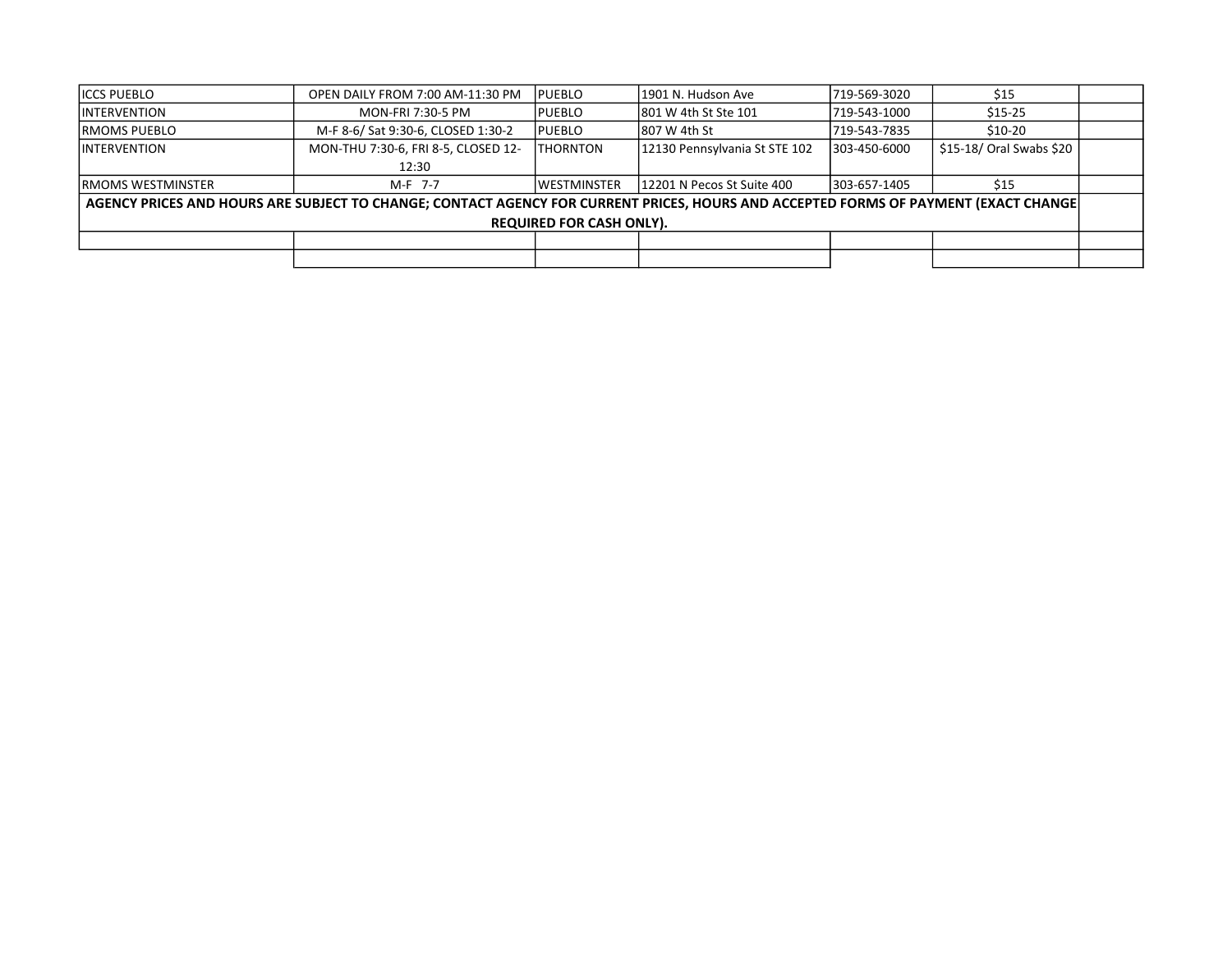| | | | | | | |
|---|---|---|---|---|---|---|
| ICCS PUEBLO | OPEN DAILY FROM 7:00 AM-11:30 PM | PUEBLO | 1901 N. Hudson Ave | 719-569-3020 | $15 | |
| INTERVENTION | MON-FRI 7:30-5 PM | PUEBLO | 801 W 4th St Ste 101 | 719-543-1000 | $15-25 | |
| RMOMS PUEBLO | M-F 8-6/ Sat 9:30-6, CLOSED 1:30-2 | PUEBLO | 807 W 4th St | 719-543-7835 | $10-20 | |
| INTERVENTION | MON-THU 7:30-6, FRI 8-5, CLOSED 12-12:30 | THORNTON | 12130 Pennsylvania St STE 102 | 303-450-6000 | $15-18/ Oral Swabs $20 | |
| RMOMS WESTMINSTER | M-F 7-7 | WESTMINSTER | 12201 N Pecos St Suite 400 | 303-657-1405 | $15 | |
| **AGENCY PRICES AND HOURS ARE SUBJECT TO CHANGE; CONTACT AGENCY FOR CURRENT PRICES, HOURS AND ACCEPTED FORMS OF PAYMENT (EXACT CHANGE REQUIRED FOR CASH ONLY).** | | | | | | |
| | | | | | | |
| | | | | | | |